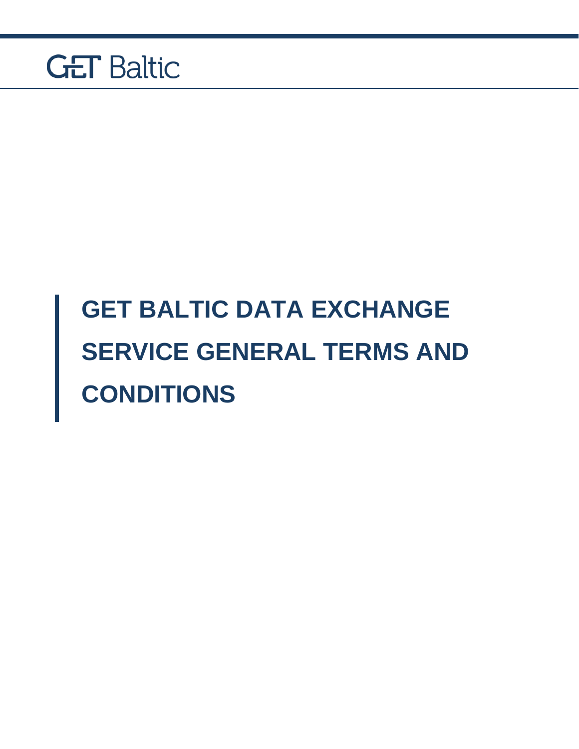GET Baltic

# GET BALTIC DATA EXCHANGE SERVICE GENERAL TERMS AND CONDITIONS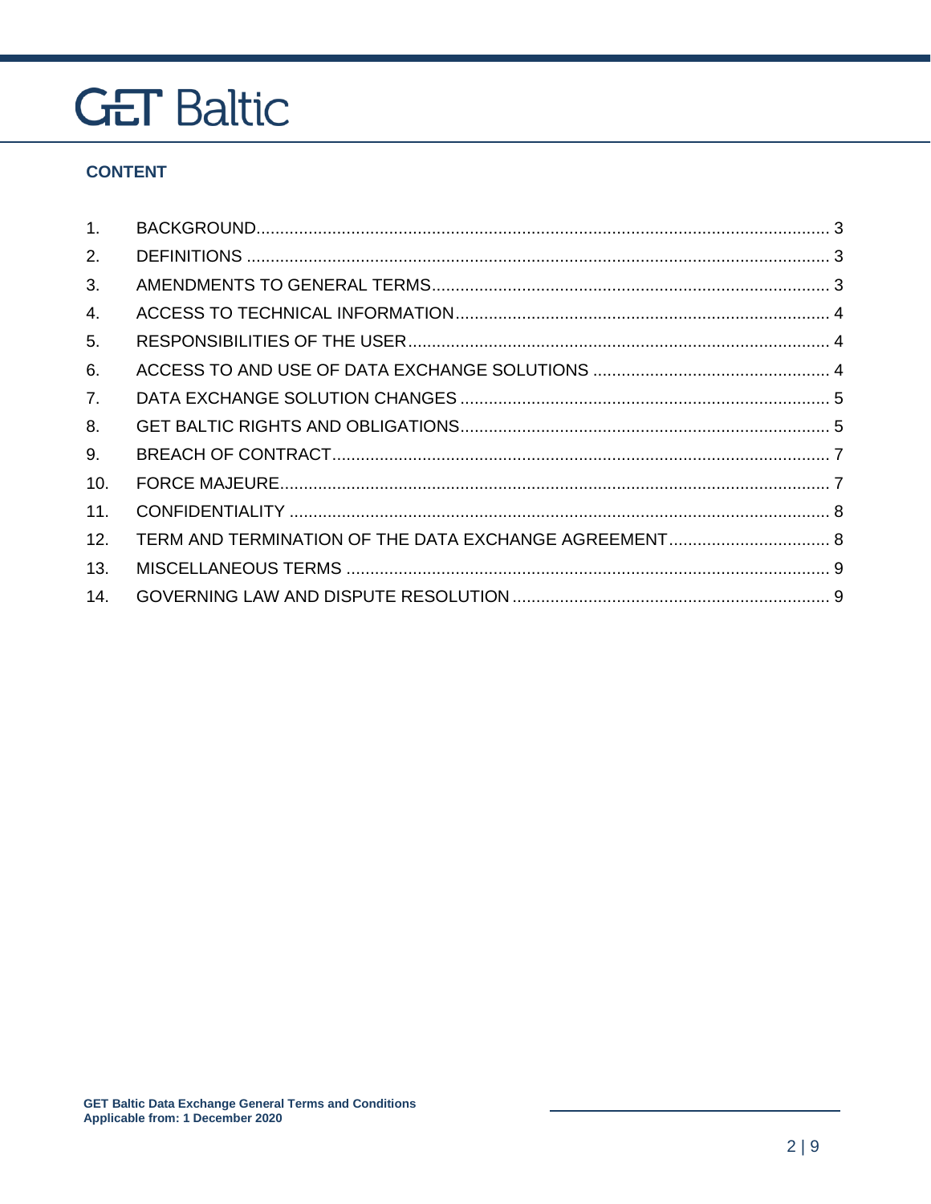## CONTENT

| | | |
|---|---|---|
| 1. | BACKGROUND | 3 |
| 2. | DEFINITIONS | 3 |
| 3. | AMENDMENTS TO GENERAL TERMS | 3 |
| 4. | ACCESS TO TECHNICAL INFORMATION | 4 |
| 5. | RESPONSIBILITIES OF THE USER | 4 |
| 6. | ACCESS TO AND USE OF DATA EXCHANGE SOLUTIONS | 4 |
| 7. | DATA EXCHANGE SOLUTION CHANGES | 5 |
| 8. | GET BALTIC RIGHTS AND OBLIGATIONS | 5 |
| 9. | BREACH OF CONTRACT | 7 |
| 10. | FORCE MAJEURE | 7 |
| 11. | CONFIDENTIALITY | 8 |
| 12. | TERM AND TERMINATION OF THE DATA EXCHANGE AGREEMENT | 8 |
| 13. | MISCELLANEOUS TERMS | 9 |
| 14. | GOVERNING LAW AND DISPUTE RESOLUTION | 9 |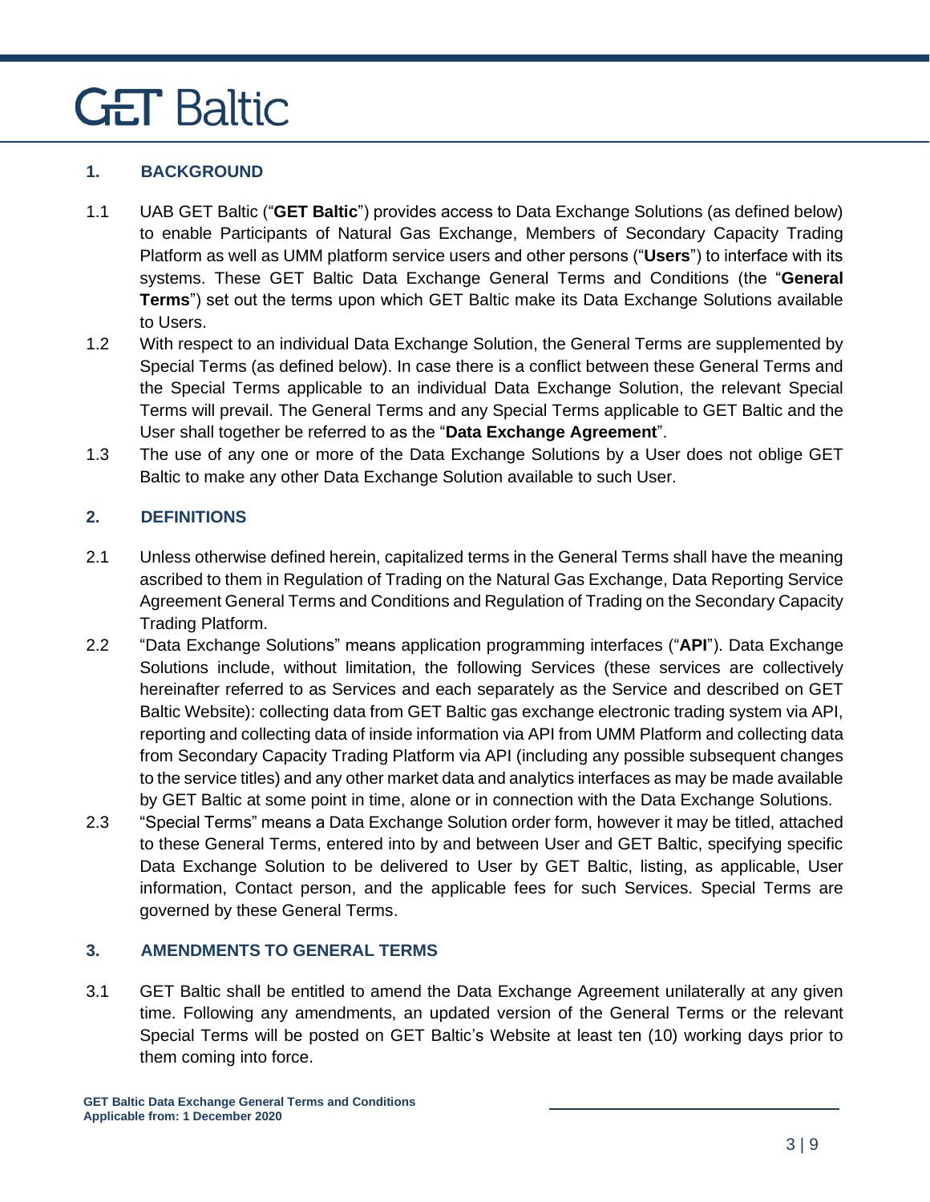## 1. BACKGROUND

1.1 UAB GET Baltic ("**GET Baltic**") provides access to Data Exchange Solutions (as defined below) to enable Participants of Natural Gas Exchange, Members of Secondary Capacity Trading Platform as well as UMM platform service users and other persons ("**Users**") to interface with its systems. These GET Baltic Data Exchange General Terms and Conditions (the "**General Terms**") set out the terms upon which GET Baltic make its Data Exchange Solutions available to Users.

1.2 With respect to an individual Data Exchange Solution, the General Terms are supplemented by Special Terms (as defined below). In case there is a conflict between these General Terms and the Special Terms applicable to an individual Data Exchange Solution, the relevant Special Terms will prevail. The General Terms and any Special Terms applicable to GET Baltic and the User shall together be referred to as the "**Data Exchange Agreement**".

1.3 The use of any one or more of the Data Exchange Solutions by a User does not oblige GET Baltic to make any other Data Exchange Solution available to such User.

## 2. DEFINITIONS

2.1 Unless otherwise defined herein, capitalized terms in the General Terms shall have the meaning ascribed to them in Regulation of Trading on the Natural Gas Exchange, Data Reporting Service Agreement General Terms and Conditions and Regulation of Trading on the Secondary Capacity Trading Platform.

2.2 "Data Exchange Solutions" means application programming interfaces ("**API**"). Data Exchange Solutions include, without limitation, the following Services (these services are collectively hereinafter referred to as Services and each separately as the Service and described on GET Baltic Website): collecting data from GET Baltic gas exchange electronic trading system via API, reporting and collecting data of inside information via API from UMM Platform and collecting data from Secondary Capacity Trading Platform via API (including any possible subsequent changes to the service titles) and any other market data and analytics interfaces as may be made available by GET Baltic at some point in time, alone or in connection with the Data Exchange Solutions.

2.3 "Special Terms" means a Data Exchange Solution order form, however it may be titled, attached to these General Terms, entered into by and between User and GET Baltic, specifying specific Data Exchange Solution to be delivered to User by GET Baltic, listing, as applicable, User information, Contact person, and the applicable fees for such Services. Special Terms are governed by these General Terms.

## 3. AMENDMENTS TO GENERAL TERMS

3.1 GET Baltic shall be entitled to amend the Data Exchange Agreement unilaterally at any given time. Following any amendments, an updated version of the General Terms or the relevant Special Terms will be posted on GET Baltic's Website at least ten (10) working days prior to them coming into force.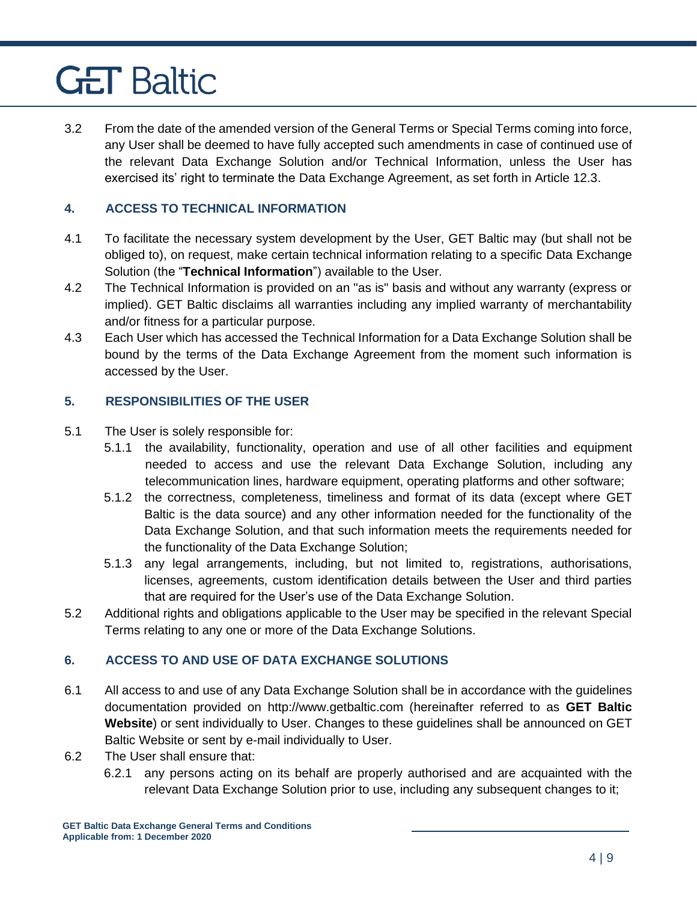3.2 From the date of the amended version of the General Terms or Special Terms coming into force, any User shall be deemed to have fully accepted such amendments in case of continued use of the relevant Data Exchange Solution and/or Technical Information, unless the User has exercised its' right to terminate the Data Exchange Agreement, as set forth in Article 12.3.

## 4. ACCESS TO TECHNICAL INFORMATION

4.1 To facilitate the necessary system development by the User, GET Baltic may (but shall not be obliged to), on request, make certain technical information relating to a specific Data Exchange Solution (the "**Technical Information**") available to the User.

4.2 The Technical Information is provided on an "as is" basis and without any warranty (express or implied). GET Baltic disclaims all warranties including any implied warranty of merchantability and/or fitness for a particular purpose.

4.3 Each User which has accessed the Technical Information for a Data Exchange Solution shall be bound by the terms of the Data Exchange Agreement from the moment such information is accessed by the User.

## 5. RESPONSIBILITIES OF THE USER

5.1 The User is solely responsible for:

5.1.1 the availability, functionality, operation and use of all other facilities and equipment needed to access and use the relevant Data Exchange Solution, including any telecommunication lines, hardware equipment, operating platforms and other software;

5.1.2 the correctness, completeness, timeliness and format of its data (except where GET Baltic is the data source) and any other information needed for the functionality of the Data Exchange Solution, and that such information meets the requirements needed for the functionality of the Data Exchange Solution;

5.1.3 any legal arrangements, including, but not limited to, registrations, authorisations, licenses, agreements, custom identification details between the User and third parties that are required for the User's use of the Data Exchange Solution.

5.2 Additional rights and obligations applicable to the User may be specified in the relevant Special Terms relating to any one or more of the Data Exchange Solutions.

## 6. ACCESS TO AND USE OF DATA EXCHANGE SOLUTIONS

6.1 All access to and use of any Data Exchange Solution shall be in accordance with the guidelines documentation provided on http://www.getbaltic.com (hereinafter referred to as **GET Baltic Website**) or sent individually to User. Changes to these guidelines shall be announced on GET Baltic Website or sent by e-mail individually to User.

6.2 The User shall ensure that:

6.2.1 any persons acting on its behalf are properly authorised and are acquainted with the relevant Data Exchange Solution prior to use, including any subsequent changes to it;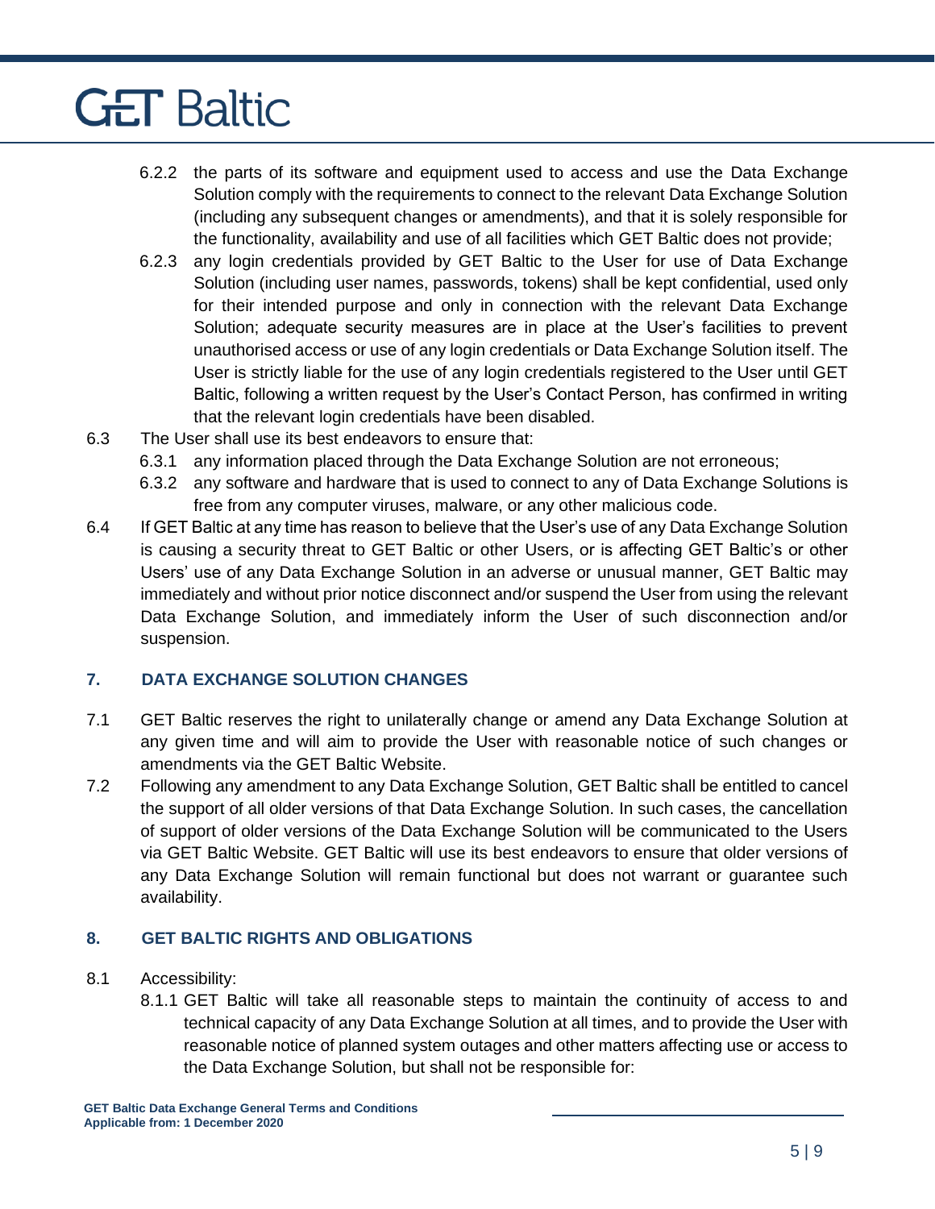6.2.2 the parts of its software and equipment used to access and use the Data Exchange Solution comply with the requirements to connect to the relevant Data Exchange Solution (including any subsequent changes or amendments), and that it is solely responsible for the functionality, availability and use of all facilities which GET Baltic does not provide;

6.2.3 any login credentials provided by GET Baltic to the User for use of Data Exchange Solution (including user names, passwords, tokens) shall be kept confidential, used only for their intended purpose and only in connection with the relevant Data Exchange Solution; adequate security measures are in place at the User's facilities to prevent unauthorised access or use of any login credentials or Data Exchange Solution itself. The User is strictly liable for the use of any login credentials registered to the User until GET Baltic, following a written request by the User's Contact Person, has confirmed in writing that the relevant login credentials have been disabled.

6.3 The User shall use its best endeavors to ensure that:

6.3.1 any information placed through the Data Exchange Solution are not erroneous;

6.3.2 any software and hardware that is used to connect to any of Data Exchange Solutions is free from any computer viruses, malware, or any other malicious code.

6.4 If GET Baltic at any time has reason to believe that the User's use of any Data Exchange Solution is causing a security threat to GET Baltic or other Users, or is affecting GET Baltic's or other Users' use of any Data Exchange Solution in an adverse or unusual manner, GET Baltic may immediately and without prior notice disconnect and/or suspend the User from using the relevant Data Exchange Solution, and immediately inform the User of such disconnection and/or suspension.

## 7. DATA EXCHANGE SOLUTION CHANGES

7.1 GET Baltic reserves the right to unilaterally change or amend any Data Exchange Solution at any given time and will aim to provide the User with reasonable notice of such changes or amendments via the GET Baltic Website.

7.2 Following any amendment to any Data Exchange Solution, GET Baltic shall be entitled to cancel the support of all older versions of that Data Exchange Solution. In such cases, the cancellation of support of older versions of the Data Exchange Solution will be communicated to the Users via GET Baltic Website. GET Baltic will use its best endeavors to ensure that older versions of any Data Exchange Solution will remain functional but does not warrant or guarantee such availability.

## 8. GET BALTIC RIGHTS AND OBLIGATIONS

8.1 Accessibility:

8.1.1 GET Baltic will take all reasonable steps to maintain the continuity of access to and technical capacity of any Data Exchange Solution at all times, and to provide the User with reasonable notice of planned system outages and other matters affecting use or access to the Data Exchange Solution, but shall not be responsible for: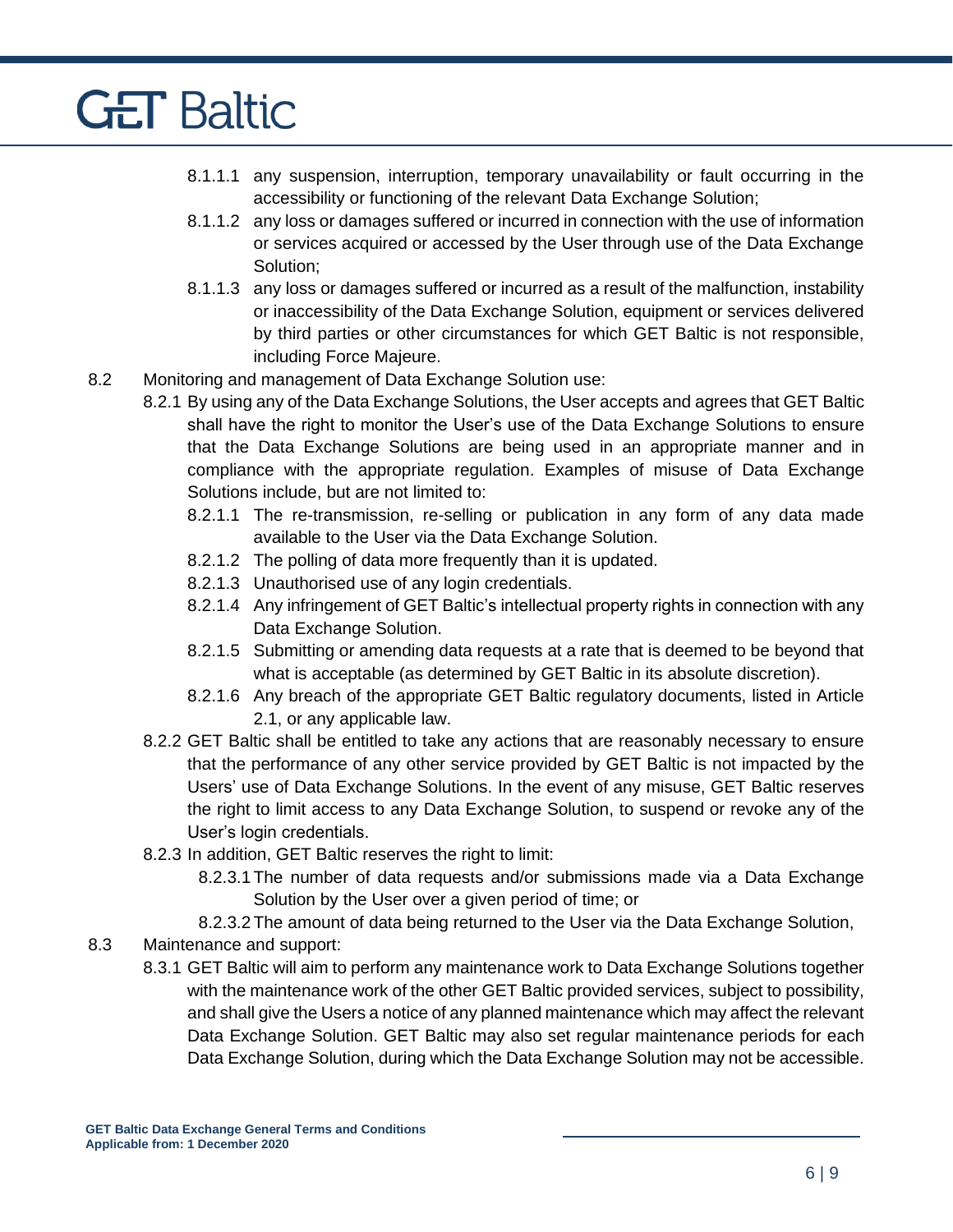8.1.1.1 any suspension, interruption, temporary unavailability or fault occurring in the accessibility or functioning of the relevant Data Exchange Solution;

8.1.1.2 any loss or damages suffered or incurred in connection with the use of information or services acquired or accessed by the User through use of the Data Exchange Solution;

8.1.1.3 any loss or damages suffered or incurred as a result of the malfunction, instability or inaccessibility of the Data Exchange Solution, equipment or services delivered by third parties or other circumstances for which GET Baltic is not responsible, including Force Majeure.

8.2 Monitoring and management of Data Exchange Solution use:

8.2.1 By using any of the Data Exchange Solutions, the User accepts and agrees that GET Baltic shall have the right to monitor the User's use of the Data Exchange Solutions to ensure that the Data Exchange Solutions are being used in an appropriate manner and in compliance with the appropriate regulation. Examples of misuse of Data Exchange Solutions include, but are not limited to:

8.2.1.1 The re-transmission, re-selling or publication in any form of any data made available to the User via the Data Exchange Solution.

8.2.1.2 The polling of data more frequently than it is updated.

8.2.1.3 Unauthorised use of any login credentials.

8.2.1.4 Any infringement of GET Baltic's intellectual property rights in connection with any Data Exchange Solution.

8.2.1.5 Submitting or amending data requests at a rate that is deemed to be beyond that what is acceptable (as determined by GET Baltic in its absolute discretion).

8.2.1.6 Any breach of the appropriate GET Baltic regulatory documents, listed in Article 2.1, or any applicable law.

8.2.2 GET Baltic shall be entitled to take any actions that are reasonably necessary to ensure that the performance of any other service provided by GET Baltic is not impacted by the Users' use of Data Exchange Solutions. In the event of any misuse, GET Baltic reserves the right to limit access to any Data Exchange Solution, to suspend or revoke any of the User's login credentials.

8.2.3 In addition, GET Baltic reserves the right to limit:

8.2.3.1 The number of data requests and/or submissions made via a Data Exchange Solution by the User over a given period of time; or

8.2.3.2 The amount of data being returned to the User via the Data Exchange Solution,

8.3 Maintenance and support:

8.3.1 GET Baltic will aim to perform any maintenance work to Data Exchange Solutions together with the maintenance work of the other GET Baltic provided services, subject to possibility, and shall give the Users a notice of any planned maintenance which may affect the relevant Data Exchange Solution. GET Baltic may also set regular maintenance periods for each Data Exchange Solution, during which the Data Exchange Solution may not be accessible.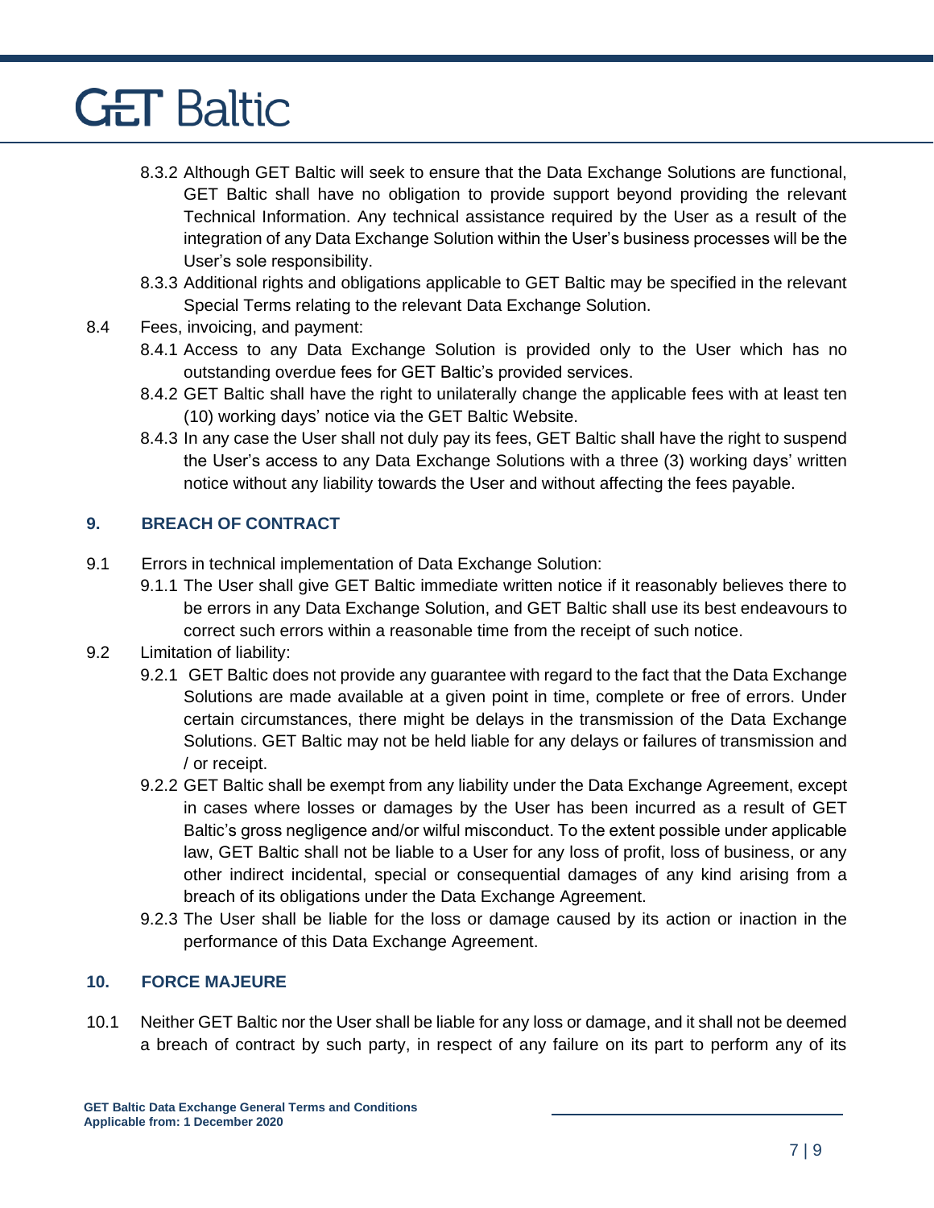8.3.2 Although GET Baltic will seek to ensure that the Data Exchange Solutions are functional, GET Baltic shall have no obligation to provide support beyond providing the relevant Technical Information. Any technical assistance required by the User as a result of the integration of any Data Exchange Solution within the User's business processes will be the User's sole responsibility.

8.3.3 Additional rights and obligations applicable to GET Baltic may be specified in the relevant Special Terms relating to the relevant Data Exchange Solution.

8.4 Fees, invoicing, and payment:

8.4.1 Access to any Data Exchange Solution is provided only to the User which has no outstanding overdue fees for GET Baltic's provided services.

8.4.2 GET Baltic shall have the right to unilaterally change the applicable fees with at least ten (10) working days' notice via the GET Baltic Website.

8.4.3 In any case the User shall not duly pay its fees, GET Baltic shall have the right to suspend the User's access to any Data Exchange Solutions with a three (3) working days' written notice without any liability towards the User and without affecting the fees payable.

## 9. BREACH OF CONTRACT

9.1 Errors in technical implementation of Data Exchange Solution:

9.1.1 The User shall give GET Baltic immediate written notice if it reasonably believes there to be errors in any Data Exchange Solution, and GET Baltic shall use its best endeavours to correct such errors within a reasonable time from the receipt of such notice.

9.2 Limitation of liability:

9.2.1 GET Baltic does not provide any guarantee with regard to the fact that the Data Exchange Solutions are made available at a given point in time, complete or free of errors. Under certain circumstances, there might be delays in the transmission of the Data Exchange Solutions. GET Baltic may not be held liable for any delays or failures of transmission and / or receipt.

9.2.2 GET Baltic shall be exempt from any liability under the Data Exchange Agreement, except in cases where losses or damages by the User has been incurred as a result of GET Baltic's gross negligence and/or wilful misconduct. To the extent possible under applicable law, GET Baltic shall not be liable to a User for any loss of profit, loss of business, or any other indirect incidental, special or consequential damages of any kind arising from a breach of its obligations under the Data Exchange Agreement.

9.2.3 The User shall be liable for the loss or damage caused by its action or inaction in the performance of this Data Exchange Agreement.

## 10. FORCE MAJEURE

10.1 Neither GET Baltic nor the User shall be liable for any loss or damage, and it shall not be deemed a breach of contract by such party, in respect of any failure on its part to perform any of its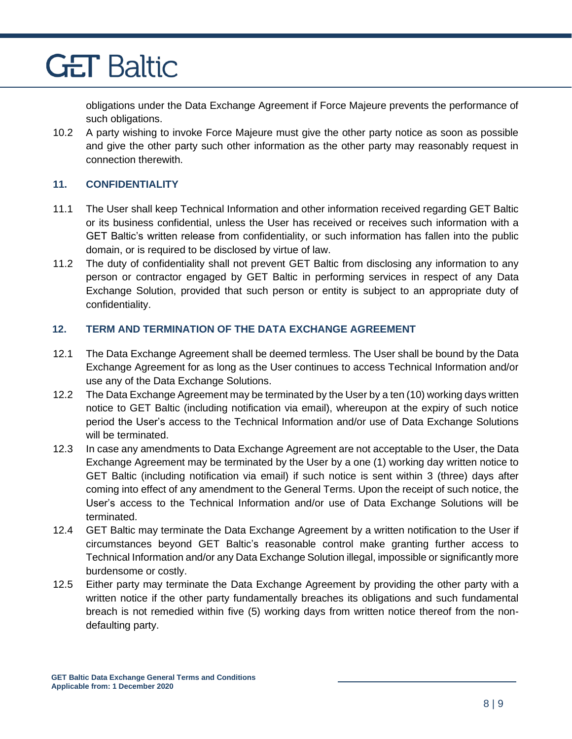obligations under the Data Exchange Agreement if Force Majeure prevents the performance of such obligations.

10.2 A party wishing to invoke Force Majeure must give the other party notice as soon as possible and give the other party such other information as the other party may reasonably request in connection therewith.

## 11. CONFIDENTIALITY

11.1 The User shall keep Technical Information and other information received regarding GET Baltic or its business confidential, unless the User has received or receives such information with a GET Baltic's written release from confidentiality, or such information has fallen into the public domain, or is required to be disclosed by virtue of law.

11.2 The duty of confidentiality shall not prevent GET Baltic from disclosing any information to any person or contractor engaged by GET Baltic in performing services in respect of any Data Exchange Solution, provided that such person or entity is subject to an appropriate duty of confidentiality.

## 12. TERM AND TERMINATION OF THE DATA EXCHANGE AGREEMENT

12.1 The Data Exchange Agreement shall be deemed termless. The User shall be bound by the Data Exchange Agreement for as long as the User continues to access Technical Information and/or use any of the Data Exchange Solutions.

12.2 The Data Exchange Agreement may be terminated by the User by a ten (10) working days written notice to GET Baltic (including notification via email), whereupon at the expiry of such notice period the User's access to the Technical Information and/or use of Data Exchange Solutions will be terminated.

12.3 In case any amendments to Data Exchange Agreement are not acceptable to the User, the Data Exchange Agreement may be terminated by the User by a one (1) working day written notice to GET Baltic (including notification via email) if such notice is sent within 3 (three) days after coming into effect of any amendment to the General Terms. Upon the receipt of such notice, the User's access to the Technical Information and/or use of Data Exchange Solutions will be terminated.

12.4 GET Baltic may terminate the Data Exchange Agreement by a written notification to the User if circumstances beyond GET Baltic's reasonable control make granting further access to Technical Information and/or any Data Exchange Solution illegal, impossible or significantly more burdensome or costly.

12.5 Either party may terminate the Data Exchange Agreement by providing the other party with a written notice if the other party fundamentally breaches its obligations and such fundamental breach is not remedied within five (5) working days from written notice thereof from the non-defaulting party.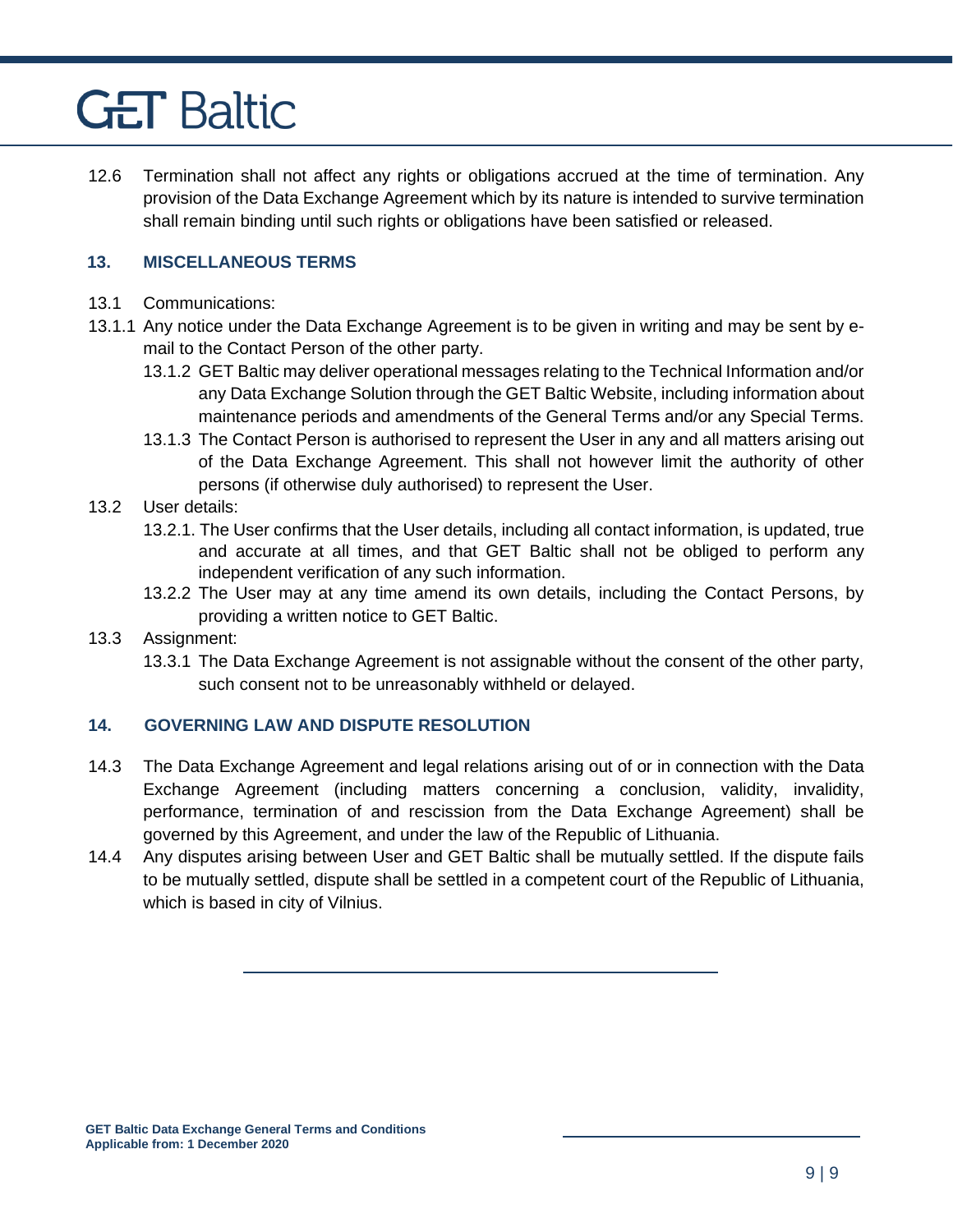12.6 Termination shall not affect any rights or obligations accrued at the time of termination. Any provision of the Data Exchange Agreement which by its nature is intended to survive termination shall remain binding until such rights or obligations have been satisfied or released.

## 13. MISCELLANEOUS TERMS

13.1 Communications:

13.1.1 Any notice under the Data Exchange Agreement is to be given in writing and may be sent by e-mail to the Contact Person of the other party.

13.1.2 GET Baltic may deliver operational messages relating to the Technical Information and/or any Data Exchange Solution through the GET Baltic Website, including information about maintenance periods and amendments of the General Terms and/or any Special Terms.

13.1.3 The Contact Person is authorised to represent the User in any and all matters arising out of the Data Exchange Agreement. This shall not however limit the authority of other persons (if otherwise duly authorised) to represent the User.

13.2 User details:

13.2.1. The User confirms that the User details, including all contact information, is updated, true and accurate at all times, and that GET Baltic shall not be obliged to perform any independent verification of any such information.

13.2.2 The User may at any time amend its own details, including the Contact Persons, by providing a written notice to GET Baltic.

13.3 Assignment:

13.3.1 The Data Exchange Agreement is not assignable without the consent of the other party, such consent not to be unreasonably withheld or delayed.

## 14. GOVERNING LAW AND DISPUTE RESOLUTION

14.3 The Data Exchange Agreement and legal relations arising out of or in connection with the Data Exchange Agreement (including matters concerning a conclusion, validity, invalidity, performance, termination of and rescission from the Data Exchange Agreement) shall be governed by this Agreement, and under the law of the Republic of Lithuania.

14.4 Any disputes arising between User and GET Baltic shall be mutually settled. If the dispute fails to be mutually settled, dispute shall be settled in a competent court of the Republic of Lithuania, which is based in city of Vilnius.